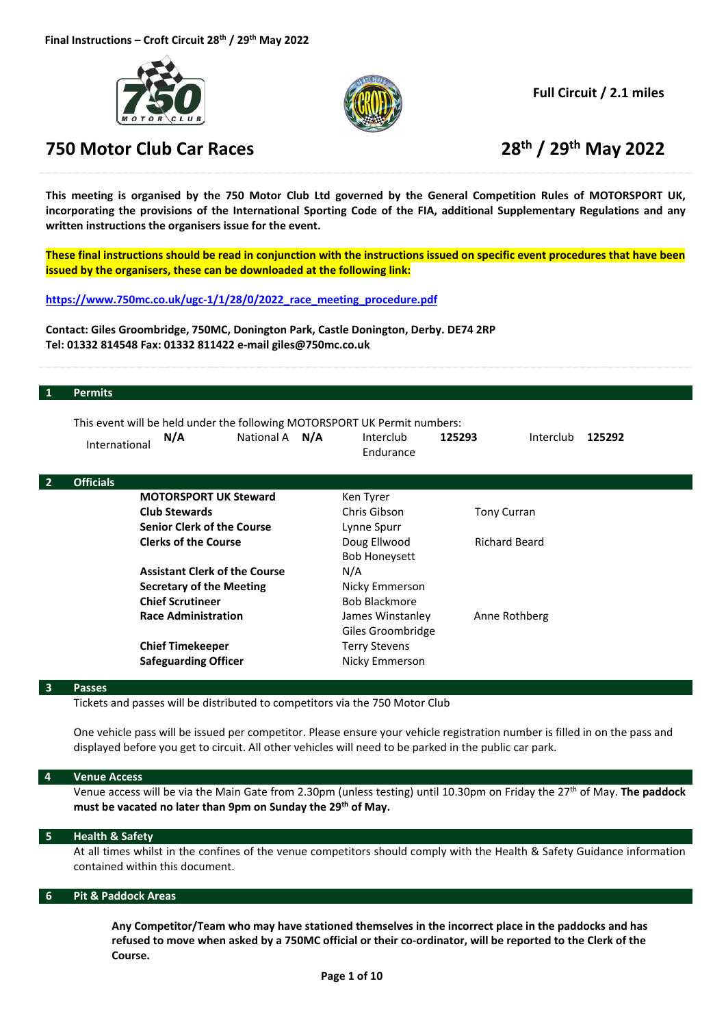**Final Instructions – Croft Circuit 28th / 29th May 2022**

**Full Circuit / 2.1 miles**

# 750 Motor Club Car Races

# 28th / 29th May 2022

**This meeting is organised by the 750 Motor Club Ltd governed by the General Competition Rules of MOTORSPORT UK, incorporating the provisions of the International Sporting Code of the FIA, additional Supplementary Regulations and any written instructions the organisers issue for the event.**

**These final instructions should be read in conjunction with the instructions issued on specific event procedures that have been issued by the organisers, these can be downloaded at the following link:**

**https://www.750mc.co.uk/ugc-1/1/28/0/2022_race_meeting_procedure.pdf**

**Contact: Giles Groombridge, 750MC, Donington Park, Castle Donington, Derby. DE74 2RP**
**Tel: 01332 814548 Fax: 01332 811422 e-mail giles@750mc.co.uk**

## 1 Permits

This event will be held under the following MOTORSPORT UK Permit numbers:

| International | National A | Interclub Endurance | Interclub |
|---|---|---|---|
| **N/A** | **N/A** | **125293** | **125292** |

## 2 Officials

| | | |
|---|---|---|
| **MOTORSPORT UK Steward** | Ken Tyrer | |
| **Club Stewards** | Chris Gibson | Tony Curran |
| **Senior Clerk of the Course** | Lynne Spurr | |
| **Clerks of the Course** | Doug Ellwood | Richard Beard |
| | Bob Honeysett | |
| **Assistant Clerk of the Course** | N/A | |
| **Secretary of the Meeting** | Nicky Emmerson | |
| **Chief Scrutineer** | Bob Blackmore | |
| **Race Administration** | James Winstanley | Anne Rothberg |
| | Giles Groombridge | |
| **Chief Timekeeper** | Terry Stevens | |
| **Safeguarding Officer** | Nicky Emmerson | |

## 3 Passes

Tickets and passes will be distributed to competitors via the 750 Motor Club

One vehicle pass will be issued per competitor. Please ensure your vehicle registration number is filled in on the pass and displayed before you get to circuit. All other vehicles will need to be parked in the public car park.

## 4 Venue Access

Venue access will be via the Main Gate from 2.30pm (unless testing) until 10.30pm on Friday the 27th of May. **The paddock must be vacated no later than 9pm on Sunday the 29th of May.**

## 5 Health & Safety

At all times whilst in the confines of the venue competitors should comply with the Health & Safety Guidance information contained within this document.

## 6 Pit & Paddock Areas

**Any Competitor/Team who may have stationed themselves in the incorrect place in the paddocks and has refused to move when asked by a 750MC official or their co-ordinator, will be reported to the Clerk of the Course.**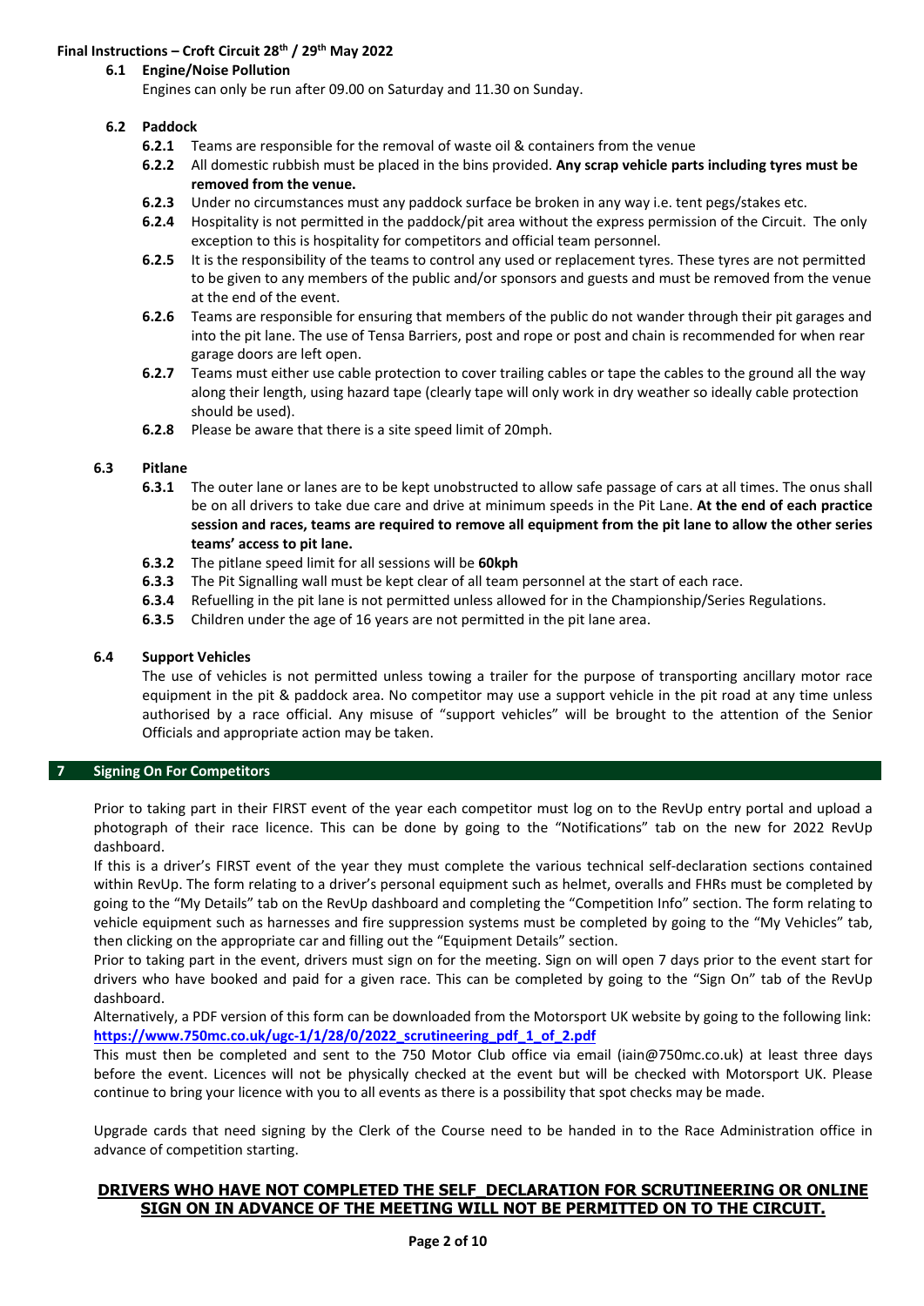### 6.1 Engine/Noise Pollution

Engines can only be run after 09.00 on Saturday and 11.30 on Sunday.

### 6.2 Paddock

- **6.2.1** Teams are responsible for the removal of waste oil & containers from the venue
- **6.2.2** All domestic rubbish must be placed in the bins provided. **Any scrap vehicle parts including tyres must be removed from the venue.**
- **6.2.3** Under no circumstances must any paddock surface be broken in any way i.e. tent pegs/stakes etc.
- **6.2.4** Hospitality is not permitted in the paddock/pit area without the express permission of the Circuit. The only exception to this is hospitality for competitors and official team personnel.
- **6.2.5** It is the responsibility of the teams to control any used or replacement tyres. These tyres are not permitted to be given to any members of the public and/or sponsors and guests and must be removed from the venue at the end of the event.
- **6.2.6** Teams are responsible for ensuring that members of the public do not wander through their pit garages and into the pit lane. The use of Tensa Barriers, post and rope or post and chain is recommended for when rear garage doors are left open.
- **6.2.7** Teams must either use cable protection to cover trailing cables or tape the cables to the ground all the way along their length, using hazard tape (clearly tape will only work in dry weather so ideally cable protection should be used).
- **6.2.8** Please be aware that there is a site speed limit of 20mph.

### 6.3 Pitlane

- **6.3.1** The outer lane or lanes are to be kept unobstructed to allow safe passage of cars at all times. The onus shall be on all drivers to take due care and drive at minimum speeds in the Pit Lane. **At the end of each practice session and races, teams are required to remove all equipment from the pit lane to allow the other series teams' access to pit lane.**
- **6.3.2** The pitlane speed limit for all sessions will be **60kph**
- **6.3.3** The Pit Signalling wall must be kept clear of all team personnel at the start of each race.
- **6.3.4** Refuelling in the pit lane is not permitted unless allowed for in the Championship/Series Regulations.
- **6.3.5** Children under the age of 16 years are not permitted in the pit lane area.

### 6.4 Support Vehicles

The use of vehicles is not permitted unless towing a trailer for the purpose of transporting ancillary motor race equipment in the pit & paddock area. No competitor may use a support vehicle in the pit road at any time unless authorised by a race official. Any misuse of "support vehicles" will be brought to the attention of the Senior Officials and appropriate action may be taken.

## 7 Signing On For Competitors

Prior to taking part in their FIRST event of the year each competitor must log on to the RevUp entry portal and upload a photograph of their race licence. This can be done by going to the "Notifications" tab on the new for 2022 RevUp dashboard.

If this is a driver's FIRST event of the year they must complete the various technical self-declaration sections contained within RevUp. The form relating to a driver's personal equipment such as helmet, overalls and FHRs must be completed by going to the "My Details" tab on the RevUp dashboard and completing the "Competition Info" section. The form relating to vehicle equipment such as harnesses and fire suppression systems must be completed by going to the "My Vehicles" tab, then clicking on the appropriate car and filling out the "Equipment Details" section.

Prior to taking part in the event, drivers must sign on for the meeting. Sign on will open 7 days prior to the event start for drivers who have booked and paid for a given race. This can be completed by going to the "Sign On" tab of the RevUp dashboard.

Alternatively, a PDF version of this form can be downloaded from the Motorsport UK website by going to the following link: **https://www.750mc.co.uk/ugc-1/1/28/0/2022_scrutineering_pdf_1_of_2.pdf**

This must then be completed and sent to the 750 Motor Club office via email (iain@750mc.co.uk) at least three days before the event. Licences will not be physically checked at the event but will be checked with Motorsport UK. Please continue to bring your licence with you to all events as there is a possibility that spot checks may be made.

Upgrade cards that need signing by the Clerk of the Course need to be handed in to the Race Administration office in advance of competition starting.

**DRIVERS WHO HAVE NOT COMPLETED THE SELF DECLARATION FOR SCRUTINEERING OR ONLINE SIGN ON IN ADVANCE OF THE MEETING WILL NOT BE PERMITTED ON TO THE CIRCUIT.**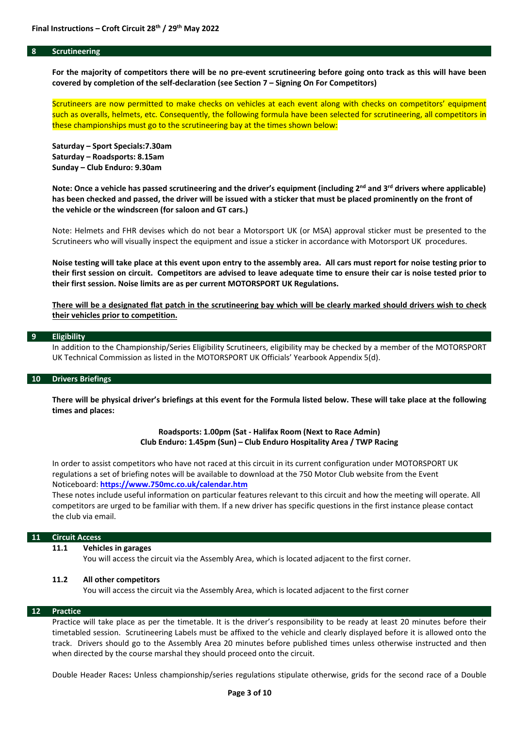## 8 Scrutineering

**For the majority of competitors there will be no pre-event scrutineering before going onto track as this will have been covered by completion of the self-declaration (see Section 7 – Signing On For Competitors)**

Scrutineers are now permitted to make checks on vehicles at each event along with checks on competitors' equipment such as overalls, helmets, etc. Consequently, the following formula have been selected for scrutineering, all competitors in these championships must go to the scrutineering bay at the times shown below:

**Saturday – Sport Specials:7.30am**
**Saturday – Roadsports: 8.15am**
**Sunday – Club Enduro: 9.30am**

**Note: Once a vehicle has passed scrutineering and the driver's equipment (including 2nd and 3rd drivers where applicable) has been checked and passed, the driver will be issued with a sticker that must be placed prominently on the front of the vehicle or the windscreen (for saloon and GT cars.)**

Note: Helmets and FHR devises which do not bear a Motorsport UK (or MSA) approval sticker must be presented to the Scrutineers who will visually inspect the equipment and issue a sticker in accordance with Motorsport UK procedures.

**Noise testing will take place at this event upon entry to the assembly area. All cars must report for noise testing prior to their first session on circuit. Competitors are advised to leave adequate time to ensure their car is noise tested prior to their first session. Noise limits are as per current MOTORSPORT UK Regulations.**

**There will be a designated flat patch in the scrutineering bay which will be clearly marked should drivers wish to check their vehicles prior to competition.**

## 9 Eligibility

In addition to the Championship/Series Eligibility Scrutineers, eligibility may be checked by a member of the MOTORSPORT UK Technical Commission as listed in the MOTORSPORT UK Officials' Yearbook Appendix 5(d).

## 10 Drivers Briefings

**There will be physical driver's briefings at this event for the Formula listed below. These will take place at the following times and places:**

**Roadsports: 1.00pm (Sat - Halifax Room (Next to Race Admin)**
**Club Enduro: 1.45pm (Sun) – Club Enduro Hospitality Area / TWP Racing**

In order to assist competitors who have not raced at this circuit in its current configuration under MOTORSPORT UK regulations a set of briefing notes will be available to download at the 750 Motor Club website from the Event Noticeboard: **https://www.750mc.co.uk/calendar.htm**
These notes include useful information on particular features relevant to this circuit and how the meeting will operate. All competitors are urged to be familiar with them. If a new driver has specific questions in the first instance please contact the club via email.

## 11 Circuit Access

### 11.1 Vehicles in garages

You will access the circuit via the Assembly Area, which is located adjacent to the first corner.

### 11.2 All other competitors

You will access the circuit via the Assembly Area, which is located adjacent to the first corner

## 12 Practice

Practice will take place as per the timetable. It is the driver's responsibility to be ready at least 20 minutes before their timetabled session. Scrutineering Labels must be affixed to the vehicle and clearly displayed before it is allowed onto the track. Drivers should go to the Assembly Area 20 minutes before published times unless otherwise instructed and then when directed by the course marshal they should proceed onto the circuit.

Double Header Races**:** Unless championship/series regulations stipulate otherwise, grids for the second race of a Double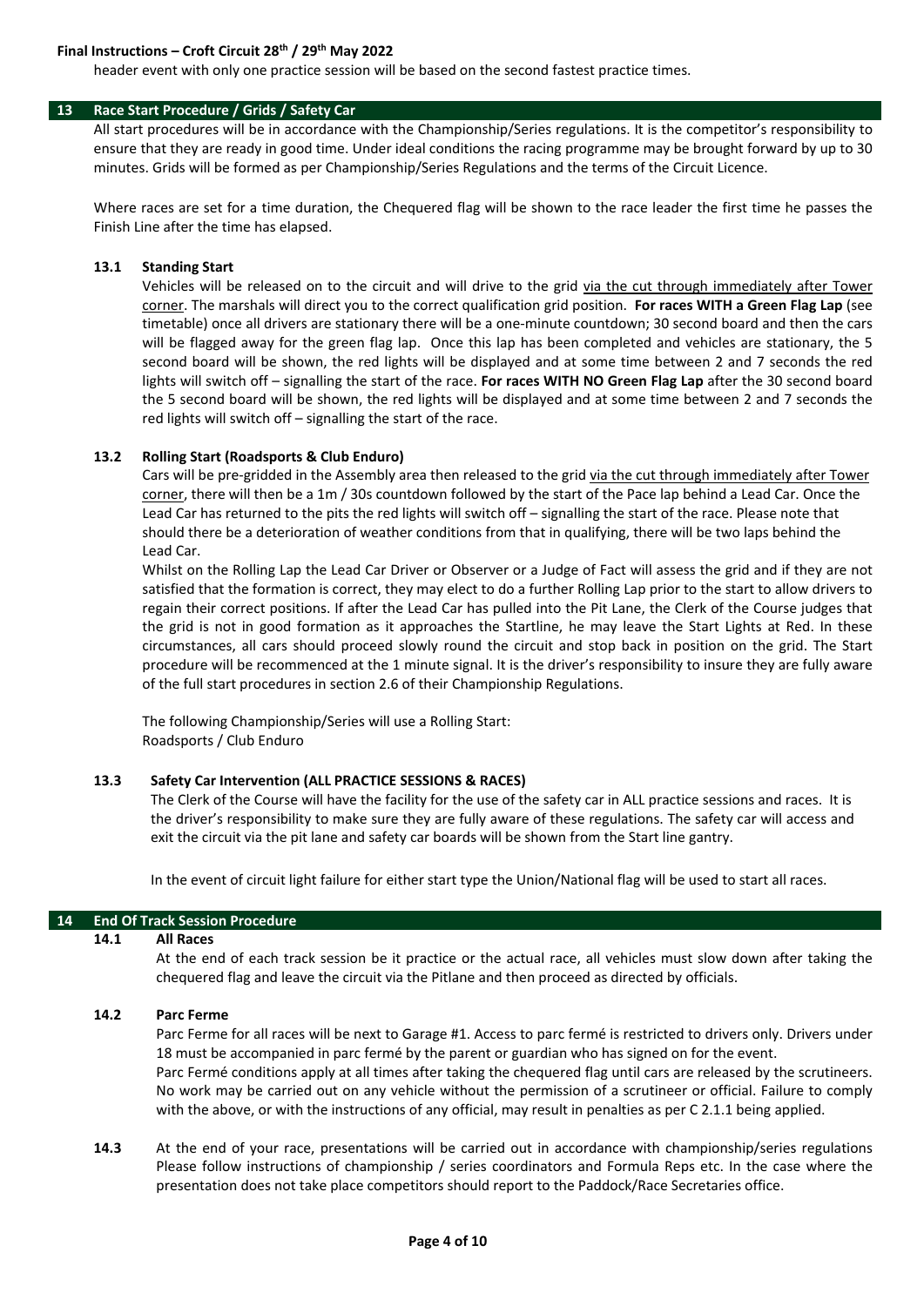header event with only one practice session will be based on the second fastest practice times.

## 13 Race Start Procedure / Grids / Safety Car

All start procedures will be in accordance with the Championship/Series regulations. It is the competitor's responsibility to ensure that they are ready in good time. Under ideal conditions the racing programme may be brought forward by up to 30 minutes. Grids will be formed as per Championship/Series Regulations and the terms of the Circuit Licence.

Where races are set for a time duration, the Chequered flag will be shown to the race leader the first time he passes the Finish Line after the time has elapsed.

### 13.1 Standing Start

Vehicles will be released on to the circuit and will drive to the grid via the cut through immediately after Tower corner. The marshals will direct you to the correct qualification grid position. **For races WITH a Green Flag Lap** (see timetable) once all drivers are stationary there will be a one-minute countdown; 30 second board and then the cars will be flagged away for the green flag lap. Once this lap has been completed and vehicles are stationary, the 5 second board will be shown, the red lights will be displayed and at some time between 2 and 7 seconds the red lights will switch off – signalling the start of the race. **For races WITH NO Green Flag Lap** after the 30 second board the 5 second board will be shown, the red lights will be displayed and at some time between 2 and 7 seconds the red lights will switch off – signalling the start of the race.

### 13.2 Rolling Start (Roadsports & Club Enduro)

Cars will be pre-gridded in the Assembly area then released to the grid via the cut through immediately after Tower corner, there will then be a 1m / 30s countdown followed by the start of the Pace lap behind a Lead Car. Once the Lead Car has returned to the pits the red lights will switch off – signalling the start of the race. Please note that should there be a deterioration of weather conditions from that in qualifying, there will be two laps behind the Lead Car.

Whilst on the Rolling Lap the Lead Car Driver or Observer or a Judge of Fact will assess the grid and if they are not satisfied that the formation is correct, they may elect to do a further Rolling Lap prior to the start to allow drivers to regain their correct positions. If after the Lead Car has pulled into the Pit Lane, the Clerk of the Course judges that the grid is not in good formation as it approaches the Startline, he may leave the Start Lights at Red. In these circumstances, all cars should proceed slowly round the circuit and stop back in position on the grid. The Start procedure will be recommenced at the 1 minute signal. It is the driver's responsibility to insure they are fully aware of the full start procedures in section 2.6 of their Championship Regulations.

The following Championship/Series will use a Rolling Start:
Roadsports / Club Enduro

### 13.3 Safety Car Intervention (ALL PRACTICE SESSIONS & RACES)

The Clerk of the Course will have the facility for the use of the safety car in ALL practice sessions and races. It is the driver's responsibility to make sure they are fully aware of these regulations. The safety car will access and exit the circuit via the pit lane and safety car boards will be shown from the Start line gantry.

In the event of circuit light failure for either start type the Union/National flag will be used to start all races.

## 14 End Of Track Session Procedure

### 14.1 All Races

At the end of each track session be it practice or the actual race, all vehicles must slow down after taking the chequered flag and leave the circuit via the Pitlane and then proceed as directed by officials.

### 14.2 Parc Ferme

Parc Ferme for all races will be next to Garage #1. Access to parc fermé is restricted to drivers only. Drivers under 18 must be accompanied in parc fermé by the parent or guardian who has signed on for the event.

Parc Fermé conditions apply at all times after taking the chequered flag until cars are released by the scrutineers. No work may be carried out on any vehicle without the permission of a scrutineer or official. Failure to comply with the above, or with the instructions of any official, may result in penalties as per C 2.1.1 being applied.

**14.3** At the end of your race, presentations will be carried out in accordance with championship/series regulations Please follow instructions of championship / series coordinators and Formula Reps etc. In the case where the presentation does not take place competitors should report to the Paddock/Race Secretaries office.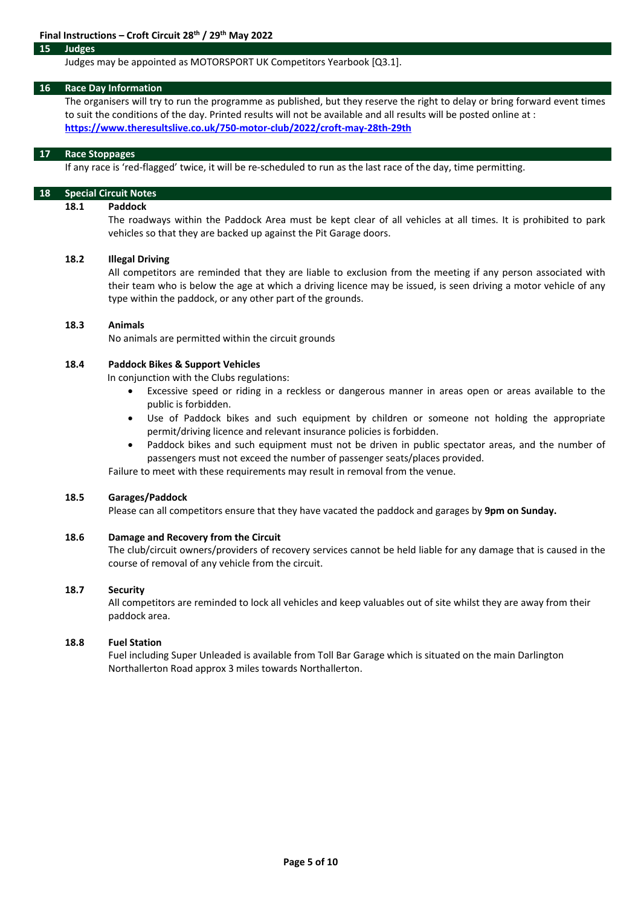## 15 Judges

Judges may be appointed as MOTORSPORT UK Competitors Yearbook [Q3.1].

## 16 Race Day Information

The organisers will try to run the programme as published, but they reserve the right to delay or bring forward event times to suit the conditions of the day. Printed results will not be available and all results will be posted online at : **https://www.theresultslive.co.uk/750-motor-club/2022/croft-may-28th-29th**

## 17 Race Stoppages

If any race is 'red-flagged' twice, it will be re-scheduled to run as the last race of the day, time permitting.

## 18 Special Circuit Notes

### 18.1 Paddock

The roadways within the Paddock Area must be kept clear of all vehicles at all times. It is prohibited to park vehicles so that they are backed up against the Pit Garage doors.

### 18.2 Illegal Driving

All competitors are reminded that they are liable to exclusion from the meeting if any person associated with their team who is below the age at which a driving licence may be issued, is seen driving a motor vehicle of any type within the paddock, or any other part of the grounds.

### 18.3 Animals

No animals are permitted within the circuit grounds

### 18.4 Paddock Bikes & Support Vehicles

In conjunction with the Clubs regulations:

- Excessive speed or riding in a reckless or dangerous manner in areas open or areas available to the public is forbidden.
- Use of Paddock bikes and such equipment by children or someone not holding the appropriate permit/driving licence and relevant insurance policies is forbidden.
- Paddock bikes and such equipment must not be driven in public spectator areas, and the number of passengers must not exceed the number of passenger seats/places provided.

Failure to meet with these requirements may result in removal from the venue.

### 18.5 Garages/Paddock

Please can all competitors ensure that they have vacated the paddock and garages by **9pm on Sunday.**

### 18.6 Damage and Recovery from the Circuit

The club/circuit owners/providers of recovery services cannot be held liable for any damage that is caused in the course of removal of any vehicle from the circuit.

### 18.7 Security

All competitors are reminded to lock all vehicles and keep valuables out of site whilst they are away from their paddock area.

### 18.8 Fuel Station

Fuel including Super Unleaded is available from Toll Bar Garage which is situated on the main Darlington Northallerton Road approx 3 miles towards Northallerton.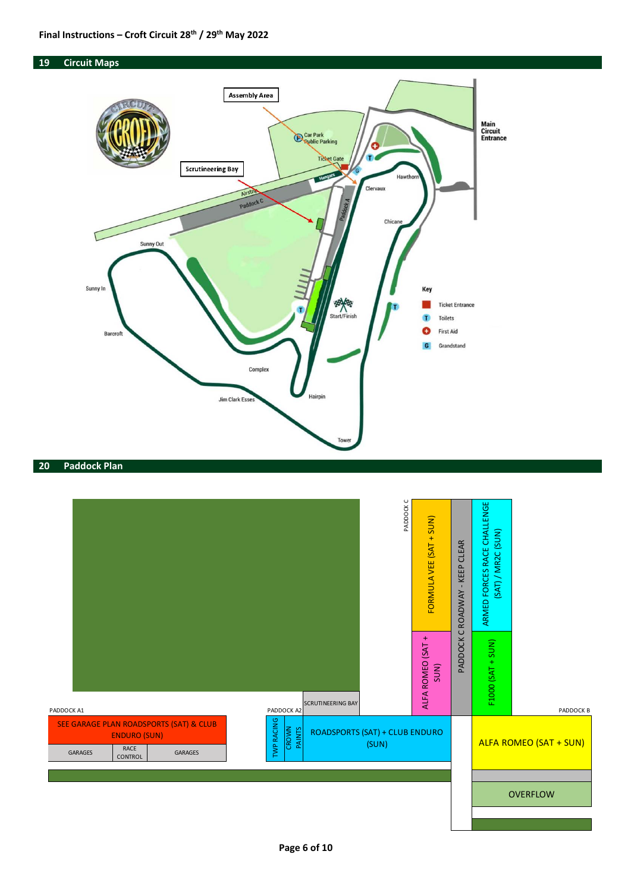**Final Instructions – Croft Circuit 28th / 29th May 2022**

## 19 Circuit Maps

Assembly Area

Scrutineering Bay

Main Circuit Entrance

Car Park Public Parking

Ticket Gate

Hangars

Airstrip

Paddock C

Paddock A

Clervaux

Hawthorn

Chicane

Sunny Out

Sunny In

Barcroft

Start/Finish

Complex

Jim Clark Esses

Hairpin

Tower

**Key**

- Ticket Entrance
- T Toilets
- First Aid
- G Grandstand

## 20 Paddock Plan

PADDOCK C

- FORMULA VEE (SAT + SUN)
- ALFA ROMEO (SAT + SUN)
- PADDOCK C ROADWAY - KEEP CLEAR
- ARMED FORCES RACE CHALLENGE (SAT) / MR2C (SUN)
- F1000 (SAT + SUN)

SCRUTINEERING BAY

PADDOCK A1

- SEE GARAGE PLAN ROADSPORTS (SAT) & CLUB ENDURO (SUN)
- GARAGES | RACE CONTROL | GARAGES

PADDOCK A2

- TWP RACING
- CROWN PAINTS
- ROADSPORTS (SAT) + CLUB ENDURO (SUN)

PADDOCK B

- ALFA ROMEO (SAT + SUN)
- OVERFLOW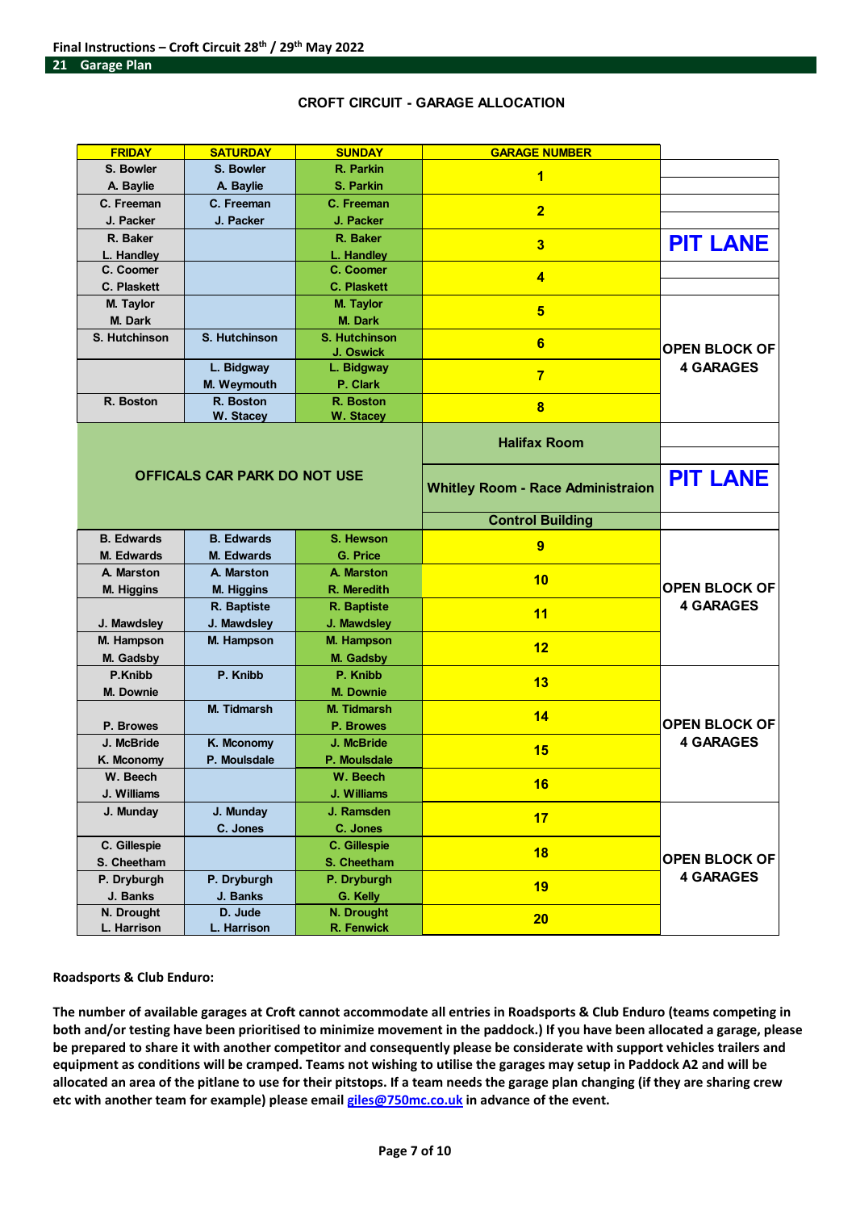Final Instructions – Croft Circuit 28th / 29th May 2022

## 21 Garage Plan

### CROFT CIRCUIT - GARAGE ALLOCATION

| FRIDAY | SATURDAY | SUNDAY | GARAGE NUMBER | |
|---|---|---|---|---|
| S. Bowler<br>A. Baylie | S. Bowler<br>A. Baylie | R. Parkin<br>S. Parkin | 1 | |
| C. Freeman<br>J. Packer | C. Freeman<br>J. Packer | C. Freeman<br>J. Packer | 2 | |
| R. Baker<br>L. Handley | | R. Baker<br>L. Handley | 3 | PIT LANE |
| C. Coomer<br>C. Plaskett | | C. Coomer<br>C. Plaskett | 4 | |
| M. Taylor<br>M. Dark | | M. Taylor<br>M. Dark | 5 | OPEN BLOCK OF 4 GARAGES |
| S. Hutchinson | S. Hutchinson | S. Hutchinson<br>J. Oswick | 6 | |
| | L. Bidgway<br>M. Weymouth | L. Bidgway<br>P. Clark | 7 | |
| R. Boston | R. Boston<br>W. Stacey | R. Boston<br>W. Stacey | 8 | |
| OFFICALS CAR PARK DO NOT USE | | | Halifax Room | |
| | | | Whitley Room - Race Administraion | PIT LANE |
| | | | Control Building | |
| B. Edwards<br>M. Edwards | B. Edwards<br>M. Edwards | S. Hewson<br>G. Price | 9 | OPEN BLOCK OF 4 GARAGES |
| A. Marston<br>M. Higgins | A. Marston<br>M. Higgins | A. Marston<br>R. Meredith | 10 | |
| J. Mawdsley | R. Baptiste<br>J. Mawdsley | R. Baptiste<br>J. Mawdsley | 11 | |
| M. Hampson<br>M. Gadsby | M. Hampson | M. Hampson<br>M. Gadsby | 12 | |
| P.Knibb<br>M. Downie | P. Knibb | P. Knibb<br>M. Downie | 13 | OPEN BLOCK OF 4 GARAGES |
| P. Browes | M. Tidmarsh | M. Tidmarsh<br>P. Browes | 14 | |
| J. McBride<br>K. Mconomy | K. Mconomy<br>P. Moulsdale | J. McBride<br>P. Moulsdale | 15 | |
| W. Beech<br>J. Williams | | W. Beech<br>J. Williams | 16 | |
| J. Munday | J. Munday<br>C. Jones | J. Ramsden<br>C. Jones | 17 | OPEN BLOCK OF 4 GARAGES |
| C. Gillespie<br>S. Cheetham | | C. Gillespie<br>S. Cheetham | 18 | |
| P. Dryburgh<br>J. Banks | P. Dryburgh<br>J. Banks | P. Dryburgh<br>G. Kelly | 19 | |
| N. Drought<br>L. Harrison | D. Jude<br>L. Harrison | N. Drought<br>R. Fenwick | 20 | |

**Roadsports & Club Enduro:**

**The number of available garages at Croft cannot accommodate all entries in Roadsports & Club Enduro (teams competing in both and/or testing have been prioritised to minimize movement in the paddock.) If you have been allocated a garage, please be prepared to share it with another competitor and consequently please be considerate with support vehicles trailers and equipment as conditions will be cramped. Teams not wishing to utilise the garages may setup in Paddock A2 and will be allocated an area of the pitlane to use for their pitstops. If a team needs the garage plan changing (if they are sharing crew etc with another team for example) please email giles@750mc.co.uk in advance of the event.**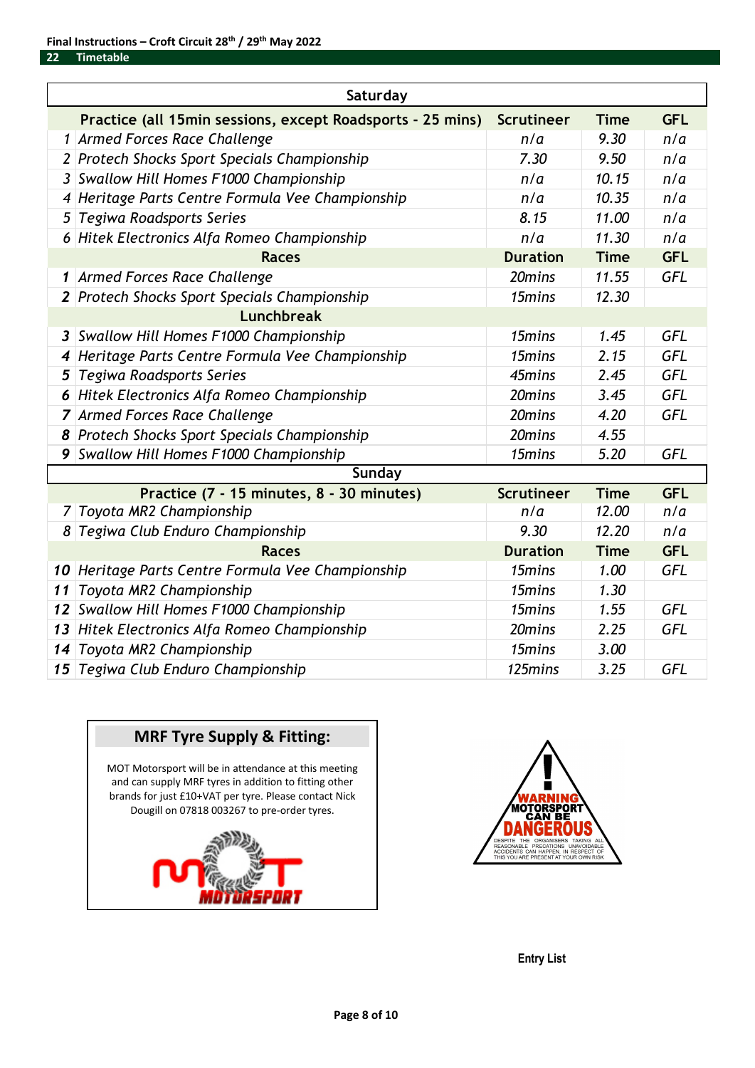Final Instructions – Croft Circuit 28th / 29th May 2022

## 22 Timetable

| | Saturday | | | |
|---|---|---|---|---|
| | **Practice (all 15min sessions, except Roadsports - 25 mins)** | **Scrutineer** | **Time** | **GFL** |
| 1 | *Armed Forces Race Challenge* | *n/a* | *9.30* | *n/a* |
| 2 | *Protech Shocks Sport Specials Championship* | *7.30* | *9.50* | *n/a* |
| 3 | *Swallow Hill Homes F1000 Championship* | *n/a* | *10.15* | *n/a* |
| 4 | *Heritage Parts Centre Formula Vee Championship* | *n/a* | *10.35* | *n/a* |
| 5 | *Tegiwa Roadsports Series* | *8.15* | *11.00* | *n/a* |
| 6 | *Hitek Electronics Alfa Romeo Championship* | *n/a* | *11.30* | *n/a* |
| | **Races** | **Duration** | **Time** | **GFL** |
| **1** | *Armed Forces Race Challenge* | *20mins* | *11.55* | *GFL* |
| **2** | *Protech Shocks Sport Specials Championship* | *15mins* | *12.30* | |
| | **Lunchbreak** | | | |
| **3** | *Swallow Hill Homes F1000 Championship* | *15mins* | *1.45* | *GFL* |
| **4** | *Heritage Parts Centre Formula Vee Championship* | *15mins* | *2.15* | *GFL* |
| **5** | *Tegiwa Roadsports Series* | *45mins* | *2.45* | *GFL* |
| **6** | *Hitek Electronics Alfa Romeo Championship* | *20mins* | *3.45* | *GFL* |
| **7** | *Armed Forces Race Challenge* | *20mins* | *4.20* | *GFL* |
| **8** | *Protech Shocks Sport Specials Championship* | *20mins* | *4.55* | |
| **9** | *Swallow Hill Homes F1000 Championship* | *15mins* | *5.20* | *GFL* |
| | **Sunday** | | | |
| | **Practice (7 - 15 minutes, 8 - 30 minutes)** | **Scrutineer** | **Time** | **GFL** |
| 7 | *Toyota MR2 Championship* | *n/a* | *12.00* | *n/a* |
| 8 | *Tegiwa Club Enduro Championship* | *9.30* | *12.20* | *n/a* |
| | **Races** | **Duration** | **Time** | **GFL** |
| **10** | *Heritage Parts Centre Formula Vee Championship* | *15mins* | *1.00* | *GFL* |
| **11** | *Toyota MR2 Championship* | *15mins* | *1.30* | |
| **12** | *Swallow Hill Homes F1000 Championship* | *15mins* | *1.55* | *GFL* |
| **13** | *Hitek Electronics Alfa Romeo Championship* | *20mins* | *2.25* | *GFL* |
| **14** | *Toyota MR2 Championship* | *15mins* | *3.00* | |
| **15** | *Tegiwa Club Enduro Championship* | *125mins* | *3.25* | *GFL* |

### MRF Tyre Supply & Fitting:

MOT Motorsport will be in attendance at this meeting and can supply MRF tyres in addition to fitting other brands for just £10+VAT per tyre. Please contact Nick Dougill on 07818 003267 to pre-order tyres.

WARNING MOTORSPORT CAN BE DANGEROUS

DESPITE THE ORGANISERS TAKING ALL REASONABLE PRECAUTIONS UNAVOIDABLE ACCIDENTS CAN HAPPEN. IN RESPECT OF THIS YOU ARE PRESENT AT YOUR OWN RISK

**Entry List**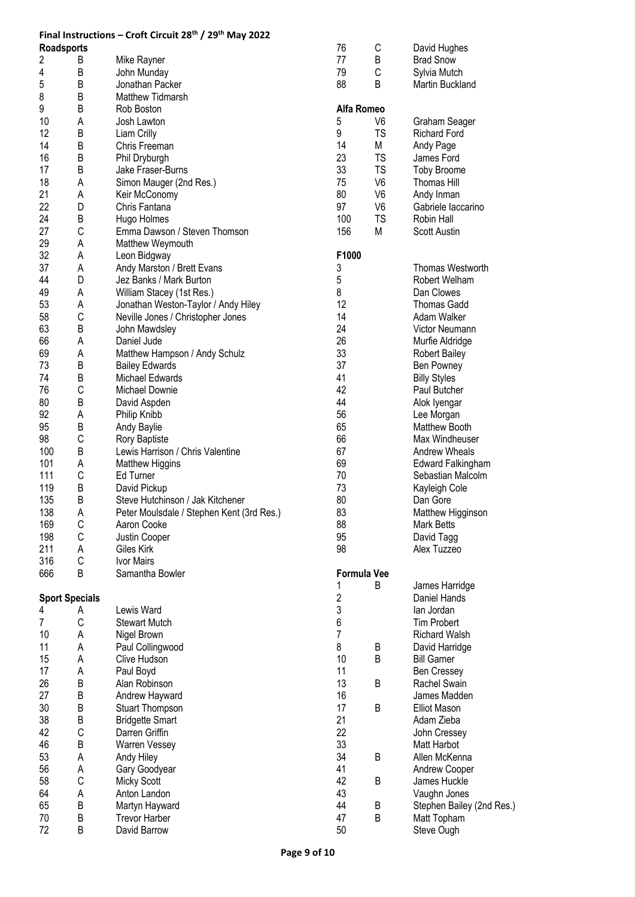**Final Instructions – Croft Circuit 28th / 29th May 2022**

**Roadsports**

| | | |
|---|---|---|
| 2 | B | Mike Rayner |
| 4 | B | John Munday |
| 5 | B | Jonathan Packer |
| 8 | B | Matthew Tidmarsh |
| 9 | B | Rob Boston |
| 10 | A | Josh Lawton |
| 12 | B | Liam Crilly |
| 14 | B | Chris Freeman |
| 16 | B | Phil Dryburgh |
| 17 | B | Jake Fraser-Burns |
| 18 | A | Simon Mauger (2nd Res.) |
| 21 | A | Keir McConomy |
| 22 | D | Chris Fantana |
| 24 | B | Hugo Holmes |
| 27 | C | Emma Dawson / Steven Thomson |
| 29 | A | Matthew Weymouth |
| 32 | A | Leon Bidgway |
| 37 | A | Andy Marston / Brett Evans |
| 44 | D | Jez Banks / Mark Burton |
| 49 | A | William Stacey (1st Res.) |
| 53 | A | Jonathan Weston-Taylor / Andy Hiley |
| 58 | C | Neville Jones / Christopher Jones |
| 63 | B | John Mawdsley |
| 66 | A | Daniel Jude |
| 69 | A | Matthew Hampson / Andy Schulz |
| 73 | B | Bailey Edwards |
| 74 | B | Michael Edwards |
| 76 | C | Michael Downie |
| 80 | B | David Aspden |
| 92 | A | Philip Knibb |
| 95 | B | Andy Baylie |
| 98 | C | Rory Baptiste |
| 100 | B | Lewis Harrison / Chris Valentine |
| 101 | A | Matthew Higgins |
| 111 | C | Ed Turner |
| 119 | B | David Pickup |
| 135 | B | Steve Hutchinson / Jak Kitchener |
| 138 | A | Peter Moulsdale / Stephen Kent (3rd Res.) |
| 169 | C | Aaron Cooke |
| 198 | C | Justin Cooper |
| 211 | A | Giles Kirk |
| 316 | C | Ivor Mairs |
| 666 | B | Samantha Bowler |

**Sport Specials**

| | | |
|---|---|---|
| 4 | A | Lewis Ward |
| 7 | C | Stewart Mutch |
| 10 | A | Nigel Brown |
| 11 | A | Paul Collingwood |
| 15 | A | Clive Hudson |
| 17 | A | Paul Boyd |
| 26 | B | Alan Robinson |
| 27 | B | Andrew Hayward |
| 30 | B | Stuart Thompson |
| 38 | B | Bridgette Smart |
| 42 | C | Darren Griffin |
| 46 | B | Warren Vessey |
| 53 | A | Andy Hiley |
| 56 | A | Gary Goodyear |
| 58 | C | Micky Scott |
| 64 | A | Anton Landon |
| 65 | B | Martyn Hayward |
| 70 | B | Trevor Harber |
| 72 | B | David Barrow |
| 76 | C | David Hughes |
| 77 | B | Brad Snow |
| 79 | C | Sylvia Mutch |
| 88 | B | Martin Buckland |

**Alfa Romeo**

| | | |
|---|---|---|
| 5 | V6 | Graham Seager |
| 9 | TS | Richard Ford |
| 14 | M | Andy Page |
| 23 | TS | James Ford |
| 33 | TS | Toby Broome |
| 75 | V6 | Thomas Hill |
| 80 | V6 | Andy Inman |
| 97 | V6 | Gabriele Iaccarino |
| 100 | TS | Robin Hall |
| 156 | M | Scott Austin |

**F1000**

| | |
|---|---|
| 3 | Thomas Westworth |
| 5 | Robert Welham |
| 8 | Dan Clowes |
| 12 | Thomas Gadd |
| 14 | Adam Walker |
| 24 | Victor Neumann |
| 26 | Murfie Aldridge |
| 33 | Robert Bailey |
| 37 | Ben Powney |
| 41 | Billy Styles |
| 42 | Paul Butcher |
| 44 | Alok Iyengar |
| 56 | Lee Morgan |
| 65 | Matthew Booth |
| 66 | Max Windheuser |
| 67 | Andrew Wheals |
| 69 | Edward Falkingham |
| 70 | Sebastian Malcolm |
| 73 | Kayleigh Cole |
| 80 | Dan Gore |
| 83 | Matthew Higginson |
| 88 | Mark Betts |
| 95 | David Tagg |
| 98 | Alex Tuzzeo |

**Formula Vee**

| | | |
|---|---|---|
| 1 | B | James Harridge |
| 2 | | Daniel Hands |
| 3 | | Ian Jordan |
| 6 | | Tim Probert |
| 7 | | Richard Walsh |
| 8 | B | David Harridge |
| 10 | B | Bill Garner |
| 11 | | Ben Cressey |
| 13 | B | Rachel Swain |
| 16 | | James Madden |
| 17 | B | Elliot Mason |
| 21 | | Adam Zieba |
| 22 | | John Cressey |
| 33 | | Matt Harbot |
| 34 | B | Allen McKenna |
| 41 | | Andrew Cooper |
| 42 | B | James Huckle |
| 43 | | Vaughn Jones |
| 44 | B | Stephen Bailey (2nd Res.) |
| 47 | B | Matt Topham |
| 50 | | Steve Ough |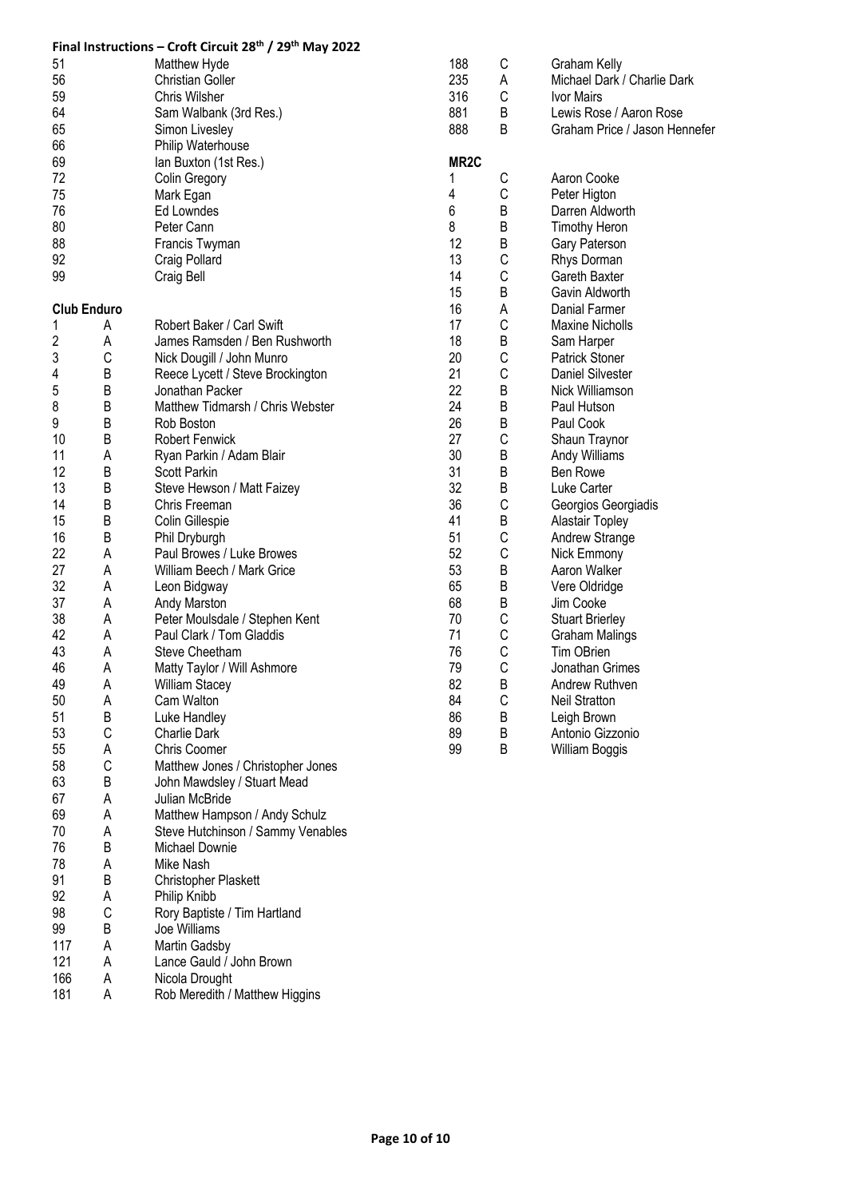**Final Instructions – Croft Circuit 28th / 29th May 2022**

| | |
|---|---|
| 51 | Matthew Hyde |
| 56 | Christian Goller |
| 59 | Chris Wilsher |
| 64 | Sam Walbank (3rd Res.) |
| 65 | Simon Livesley |
| 66 | Philip Waterhouse |
| 69 | Ian Buxton (1st Res.) |
| 72 | Colin Gregory |
| 75 | Mark Egan |
| 76 | Ed Lowndes |
| 80 | Peter Cann |
| 88 | Francis Twyman |
| 92 | Craig Pollard |
| 99 | Craig Bell |

**Club Enduro**

| | | |
|---|---|---|
| 1 | A | Robert Baker / Carl Swift |
| 2 | A | James Ramsden / Ben Rushworth |
| 3 | C | Nick Dougill / John Munro |
| 4 | B | Reece Lycett / Steve Brockington |
| 5 | B | Jonathan Packer |
| 8 | B | Matthew Tidmarsh / Chris Webster |
| 9 | B | Rob Boston |
| 10 | B | Robert Fenwick |
| 11 | A | Ryan Parkin / Adam Blair |
| 12 | B | Scott Parkin |
| 13 | B | Steve Hewson / Matt Faizey |
| 14 | B | Chris Freeman |
| 15 | B | Colin Gillespie |
| 16 | B | Phil Dryburgh |
| 22 | A | Paul Browes / Luke Browes |
| 27 | A | William Beech / Mark Grice |
| 32 | A | Leon Bidgway |
| 37 | A | Andy Marston |
| 38 | A | Peter Moulsdale / Stephen Kent |
| 42 | A | Paul Clark / Tom Gladdis |
| 43 | A | Steve Cheetham |
| 46 | A | Matty Taylor / Will Ashmore |
| 49 | A | William Stacey |
| 50 | A | Cam Walton |
| 51 | B | Luke Handley |
| 53 | C | Charlie Dark |
| 55 | A | Chris Coomer |
| 58 | C | Matthew Jones / Christopher Jones |
| 63 | B | John Mawdsley / Stuart Mead |
| 67 | A | Julian McBride |
| 69 | A | Matthew Hampson / Andy Schulz |
| 70 | A | Steve Hutchinson / Sammy Venables |
| 76 | B | Michael Downie |
| 78 | A | Mike Nash |
| 91 | B | Christopher Plaskett |
| 92 | A | Philip Knibb |
| 98 | C | Rory Baptiste / Tim Hartland |
| 99 | B | Joe Williams |
| 117 | A | Martin Gadsby |
| 121 | A | Lance Gauld / John Brown |
| 166 | A | Nicola Drought |
| 181 | A | Rob Meredith / Matthew Higgins |
| 188 | C | Graham Kelly |
| 235 | A | Michael Dark / Charlie Dark |
| 316 | C | Ivor Mairs |
| 881 | B | Lewis Rose / Aaron Rose |
| 888 | B | Graham Price / Jason Hennefer |

**MR2C**

| | | |
|---|---|---|
| 1 | C | Aaron Cooke |
| 4 | C | Peter Higton |
| 6 | B | Darren Aldworth |
| 8 | B | Timothy Heron |
| 12 | B | Gary Paterson |
| 13 | C | Rhys Dorman |
| 14 | C | Gareth Baxter |
| 15 | B | Gavin Aldworth |
| 16 | A | Danial Farmer |
| 17 | C | Maxine Nicholls |
| 18 | B | Sam Harper |
| 20 | C | Patrick Stoner |
| 21 | C | Daniel Silvester |
| 22 | B | Nick Williamson |
| 24 | B | Paul Hutson |
| 26 | B | Paul Cook |
| 27 | C | Shaun Traynor |
| 30 | B | Andy Williams |
| 31 | B | Ben Rowe |
| 32 | B | Luke Carter |
| 36 | C | Georgios Georgiadis |
| 41 | B | Alastair Topley |
| 51 | C | Andrew Strange |
| 52 | C | Nick Emmony |
| 53 | B | Aaron Walker |
| 65 | B | Vere Oldridge |
| 68 | B | Jim Cooke |
| 70 | C | Stuart Brierley |
| 71 | C | Graham Malings |
| 76 | C | Tim OBrien |
| 79 | C | Jonathan Grimes |
| 82 | B | Andrew Ruthven |
| 84 | C | Neil Stratton |
| 86 | B | Leigh Brown |
| 89 | B | Antonio Gizzonio |
| 99 | B | William Boggis |